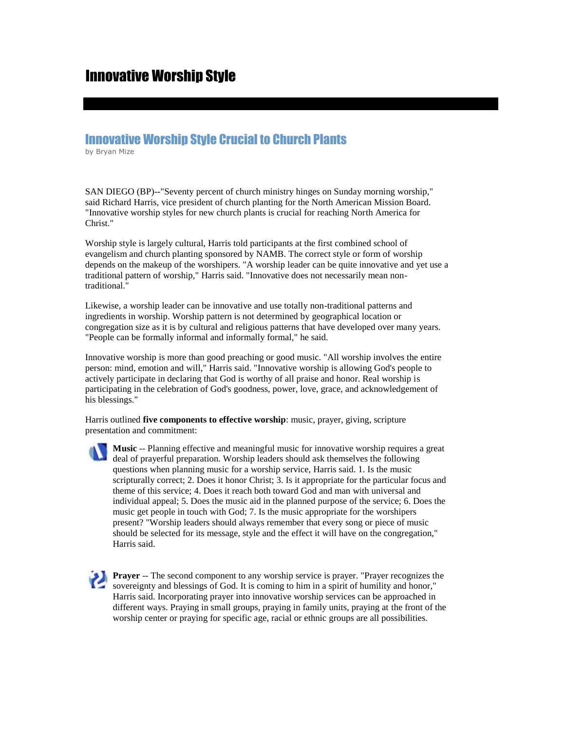# Innovative Worship Style

## Innovative Worship Style Crucial to Church Plants

by Bryan Mize

SAN DIEGO (BP)--"Seventy percent of church ministry hinges on Sunday morning worship," said Richard Harris, vice president of church planting for the North American Mission Board. "Innovative worship styles for new church plants is crucial for reaching North America for Christ."

Worship style is largely cultural, Harris told participants at the first combined school of evangelism and church planting sponsored by NAMB. The correct style or form of worship depends on the makeup of the worshipers. "A worship leader can be quite innovative and yet use a traditional pattern of worship," Harris said. "Innovative does not necessarily mean non-traditional."

Likewise, a worship leader can be innovative and use totally non-traditional patterns and ingredients in worship. Worship pattern is not determined by geographical location or congregation size as it is by cultural and religious patterns that have developed over many years. "People can be formally informal and informally formal," he said.

Innovative worship is more than good preaching or good music. "All worship involves the entire person: mind, emotion and will," Harris said. "Innovative worship is allowing God's people to actively participate in declaring that God is worthy of all praise and honor. Real worship is participating in the celebration of God's goodness, power, love, grace, and acknowledgement of his blessings."

Harris outlined **five components to effective worship**: music, prayer, giving, scripture presentation and commitment:

1. **Music** -- Planning effective and meaningful music for innovative worship requires a great deal of prayerful preparation. Worship leaders should ask themselves the following questions when planning music for a worship service, Harris said. 1. Is the music scripturally correct; 2. Does it honor Christ; 3. Is it appropriate for the particular focus and theme of this service; 4. Does it reach both toward God and man with universal and individual appeal; 5. Does the music aid in the planned purpose of the service; 6. Does the music get people in touch with God; 7. Is the music appropriate for the worshipers present? "Worship leaders should always remember that every song or piece of music should be selected for its message, style and the effect it will have on the congregation," Harris said.

2. **Prayer** -- The second component to any worship service is prayer. "Prayer recognizes the sovereignty and blessings of God. It is coming to him in a spirit of humility and honor," Harris said. Incorporating prayer into innovative worship services can be approached in different ways. Praying in small groups, praying in family units, praying at the front of the worship center or praying for specific age, racial or ethnic groups are all possibilities.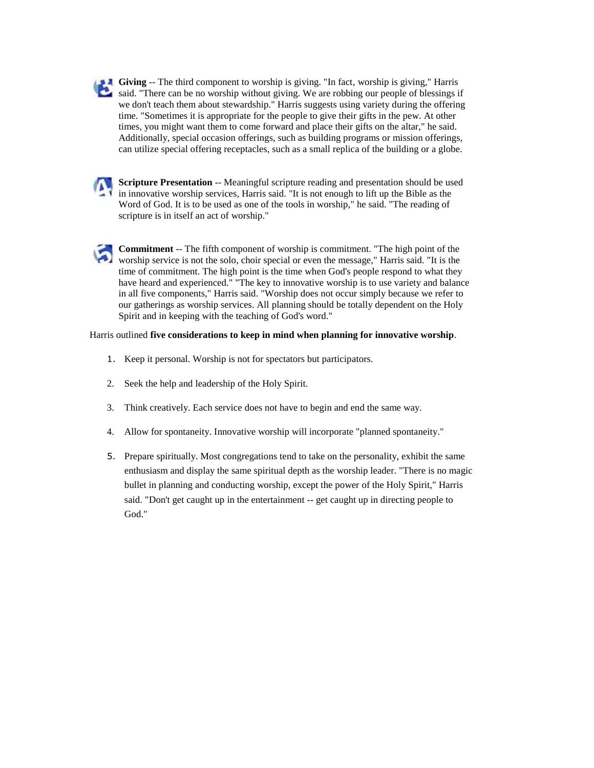**Giving** -- The third component to worship is giving. "In fact, worship is giving," Harris said. "There can be no worship without giving. We are robbing our people of blessings if we don't teach them about stewardship." Harris suggests using variety during the offering time. "Sometimes it is appropriate for the people to give their gifts in the pew. At other times, you might want them to come forward and place their gifts on the altar," he said. Additionally, special occasion offerings, such as building programs or mission offerings, can utilize special offering receptacles, such as a small replica of the building or a globe.

**Scripture Presentation** -- Meaningful scripture reading and presentation should be used in innovative worship services, Harris said. "It is not enough to lift up the Bible as the Word of God. It is to be used as one of the tools in worship," he said. "The reading of scripture is in itself an act of worship."

**Commitment** -- The fifth component of worship is commitment. "The high point of the worship service is not the solo, choir special or even the message," Harris said. "It is the time of commitment. The high point is the time when God's people respond to what they have heard and experienced." "The key to innovative worship is to use variety and balance in all five components," Harris said. "Worship does not occur simply because we refer to our gatherings as worship services. All planning should be totally dependent on the Holy Spirit and in keeping with the teaching of God's word."

Harris outlined **five considerations to keep in mind when planning for innovative worship**.

1. Keep it personal. Worship is not for spectators but participators.
2. Seek the help and leadership of the Holy Spirit.
3. Think creatively. Each service does not have to begin and end the same way.
4. Allow for spontaneity. Innovative worship will incorporate "planned spontaneity."
5. Prepare spiritually. Most congregations tend to take on the personality, exhibit the same enthusiasm and display the same spiritual depth as the worship leader. "There is no magic bullet in planning and conducting worship, except the power of the Holy Spirit," Harris said. "Don't get caught up in the entertainment -- get caught up in directing people to God."